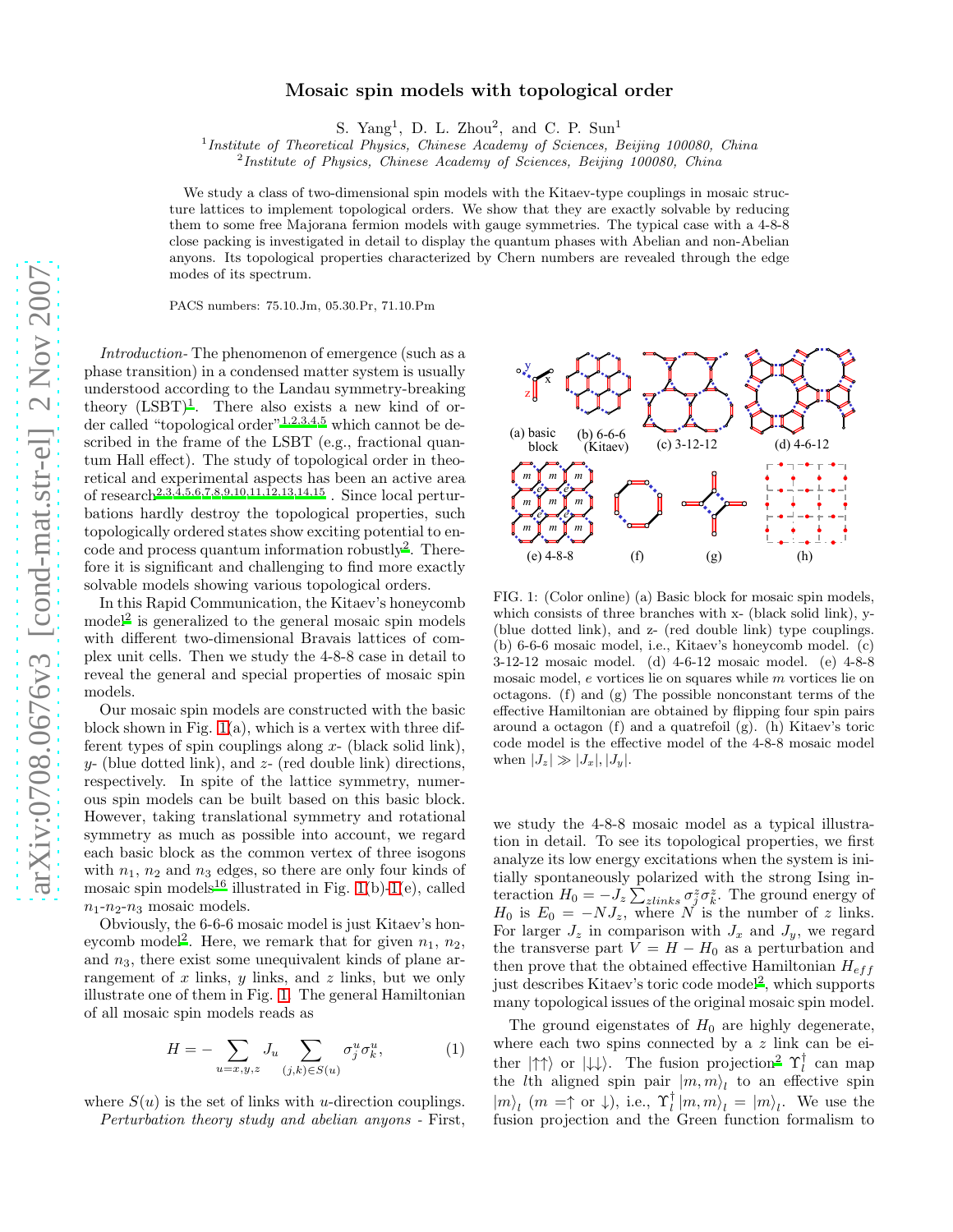# Mosaic spin models with topological order

S. Yang[1], D. L. Zhou[2], and C. P. Sun[1]

[1] *Institute of Theoretical Physics, Chinese Academy of Sciences, Beijing 100080, China*
[2] *Institute of Physics, Chinese Academy of Sciences, Beijing 100080, China*

We study a class of two-dimensional spin models with the Kitaev-type couplings in mosaic structure lattices to implement topological orders. We show that they are exactly solvable by reducing them to some free Majorana fermion models with gauge symmetries. The typical case with a 4-8-8 close packing is investigated in detail to display the quantum phases with Abelian and non-Abelian anyons. Its topological properties characterized by Chern numbers are revealed through the edge modes of its spectrum.

PACS numbers: 75.10.Jm, 05.30.Pr, 71.10.Pm

*Introduction-* The phenomenon of emergence (such as a phase transition) in a condensed matter system is usually understood according to the Landau symmetry-breaking theory (LSBT)[1]. There also exists a new kind of order called "topological order"[1,2,3,4,5] which cannot be described in the frame of the LSBT (e.g., fractional quantum Hall effect). The study of topological order in theoretical and experimental aspects has been an active area of research[2,3,4,5,6,7,8,9,10,11,12,13,14,15]. Since local perturbations hardly destroy the topological properties, such topologically ordered states show exciting potential to encode and process quantum information robustly[2]. Therefore it is significant and challenging to find more exactly solvable models showing various topological orders.

In this Rapid Communication, the Kitaev's honeycomb model[2] is generalized to the general mosaic spin models with different two-dimensional Bravais lattices of complex unit cells. Then we study the 4-8-8 case in detail to reveal the general and special properties of mosaic spin models.

Our mosaic spin models are constructed with the basic block shown in Fig. 1(a), which is a vertex with three different types of spin couplings along $x$- (black solid link), $y$- (blue dotted link), and $z$- (red double link) directions, respectively. In spite of the lattice symmetry, numerous spin models can be built based on this basic block. However, taking translational symmetry and rotational symmetry as much as possible into account, we regard each basic block as the common vertex of three isogons with $n_1$, $n_2$ and $n_3$ edges, so there are only four kinds of mosaic spin models[16] illustrated in Fig. 1(b)-1(e), called $n_1$-$n_2$-$n_3$ mosaic models.

Obviously, the 6-6-6 mosaic model is just Kitaev's honeycomb model[2]. Here, we remark that for given $n_1$, $n_2$, and $n_3$, there exist some unequivalent kinds of plane arrangement of $x$ links, $y$ links, and $z$ links, but we only illustrate one of them in Fig. 1. The general Hamiltonian of all mosaic spin models reads as

$$H = -\sum_{u=x,y,z} J_u \sum_{(j,k)\in S(u)} \sigma_j^u \sigma_k^u, \tag{1}$$

where $S(u)$ is the set of links with $u$-direction couplings.

*Perturbation theory study and abelian anyons* - First, we study the 4-8-8 mosaic model as a typical illustration in detail. To see its topological properties, we first analyze its low energy excitations when the system is initially spontaneously polarized with the strong Ising interaction $H_0 = -J_z \sum_{zlinks} \sigma_j^z \sigma_k^z$. The ground energy of $H_0$ is $E_0 = -NJ_z$, where $N$ is the number of $z$ links. For larger $J_z$ in comparison with $J_x$ and $J_y$, we regard the transverse part $V = H - H_0$ as a perturbation and then prove that the obtained effective Hamiltonian $H_{eff}$ just describes Kitaev's toric code model[2], which supports many topological issues of the original mosaic spin model.

FIG. 1: (Color online) (a) Basic block for mosaic spin models, which consists of three branches with x- (black solid link), y- (blue dotted link), and z- (red double link) type couplings. (b) 6-6-6 mosaic model, i.e., Kitaev's honeycomb model. (c) 3-12-12 mosaic model. (d) 4-6-12 mosaic model. (e) 4-8-8 mosaic model, $e$ vortices lie on squares while $m$ vortices lie on octagons. (f) and (g) The possible nonconstant terms of the effective Hamiltonian are obtained by flipping four spin pairs around a octagon (f) and a quatrefoil (g). (h) Kitaev's toric code model is the effective model of the 4-8-8 mosaic model when $|J_z| \gg |J_x|, |J_y|$.

The ground eigenstates of $H_0$ are highly degenerate, where each two spins connected by a $z$ link can be either $|\uparrow\uparrow\rangle$ or $|\downarrow\downarrow\rangle$. The fusion projection[2] $\Upsilon_l^\dagger$ can map the $l$th aligned spin pair $|m, m\rangle_l$ to an effective spin $|m\rangle_l$ ($m =\uparrow$ or $\downarrow$), i.e., $\Upsilon_l^\dagger |m, m\rangle_l = |m\rangle_l$. We use the fusion projection and the Green function formalism to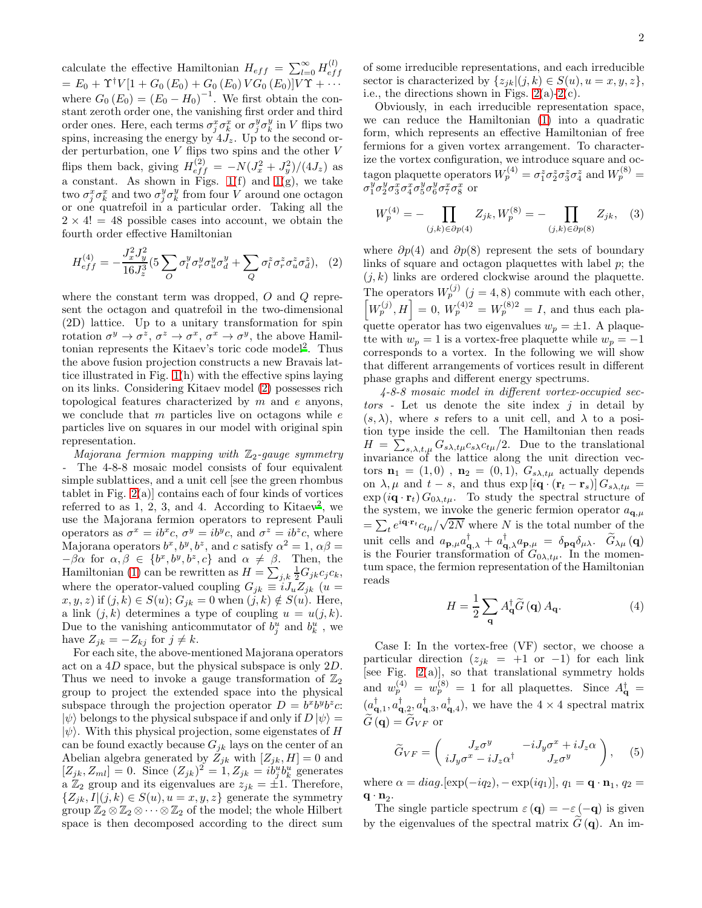calculate the effective Hamiltonian $H_{eff} = \sum_{l=0}^{\infty} H_{eff}^{(l)} = E_0 + \Upsilon^{\dagger} V[1 + G_0(E_0) + G_0(E_0) V G_0(E_0)] V \Upsilon + \cdots$ where $G_0(E_0) = (E_0 - H_0)^{-1}$. We first obtain the constant zeroth order one, the vanishing first order and third order ones. Here, each terms $\sigma_j^x \sigma_k^x$ or $\sigma_j^y \sigma_k^y$ in $V$ flips two spins, increasing the energy by $4J_z$. Up to the second order perturbation, one $V$ flips two spins and the other $V$ flips them back, giving $H_{eff}^{(2)} = -N(J_x^2 + J_y^2)/(4J_z)$ as a constant. As shown in Figs. 1(f) and 1(g), we take two $\sigma_j^x \sigma_k^x$ and two $\sigma_j^y \sigma_k^y$ from four $V$ around one octagon or one quatrefoil in a particular order. Taking all the $2 \times 4! = 48$ possible cases into account, we obtain the fourth order effective Hamiltonian

$$H_{eff}^{(4)} = -\frac{J_x^2 J_y^2}{16 J_z^3}\left(5 \sum_{O} \sigma_l^y \sigma_r^y \sigma_u^y \sigma_d^y + \sum_{Q} \sigma_l^z \sigma_r^z \sigma_u^z \sigma_d^z\right), \quad (2)$$

where the constant term was dropped, $O$ and $Q$ represent the octagon and quatrefoil in the two-dimensional (2D) lattice. Up to a unitary transformation for spin rotation $\sigma^y \to \sigma^z$, $\sigma^z \to \sigma^x$, $\sigma^x \to \sigma^y$, the above Hamiltonian represents the Kitaev's toric code model[2]. Thus the above fusion projection constructs a new Bravais lattice illustrated in Fig. 1(h) with the effective spins laying on its links. Considering Kitaev model (2) possesses rich topological features characterized by $m$ and $e$ anyons, we conclude that $m$ particles live on octagons while $e$ particles live on squares in our model with original spin representation.

*Majorana fermion mapping with $\mathbb{Z}_2$-gauge symmetry* - The 4-8-8 mosaic model consists of four equivalent simple sublattices, and a unit cell [see the green rhombus tablet in Fig. 2(a)] contains each of four kinds of vortices referred to as 1, 2, 3, and 4. According to Kitaev[2], we use the Majorana fermion operators to represent Pauli operators as $\sigma^x = ib^x c$, $\sigma^y = ib^y c$, and $\sigma^z = ib^z c$, where Majorana operators $b^x, b^y, b^z$, and $c$ satisfy $\alpha^2 = 1$, $\alpha\beta = -\beta\alpha$ for $\alpha, \beta \in \{b^x, b^y, b^z, c\}$ and $\alpha \neq \beta$. Then, the Hamiltonian (1) can be rewritten as $H = \sum_{j,k} \frac{1}{2} G_{jk} c_j c_k$, where the operator-valued coupling $G_{jk} \equiv i J_u Z_{jk}$ ($u = x, y, z$) if $(j,k) \in S(u)$; $G_{jk} = 0$ when $(j,k) \notin S(u)$. Here, a link $(j,k)$ determines a type of coupling $u = u(j,k)$. Due to the vanishing anticommutator of $b_j^u$ and $b_k^u$, we have $Z_{jk} = -Z_{kj}$ for $j \neq k$.

For each site, the above-mentioned Majorana operators act on a $4D$ space, but the physical subspace is only $2D$. Thus we need to invoke a gauge transformation of $\mathbb{Z}_2$ group to project the extended space into the physical subspace through the projection operator $D = b^x b^y b^z c$: $|\psi\rangle$ belongs to the physical subspace if and only if $D|\psi\rangle = |\psi\rangle$. With this physical projection, some eigenstates of $H$ can be found exactly because $G_{jk}$ lays on the center of an Abelian algebra generated by $Z_{jk}$ with $[Z_{jk}, H] = 0$ and $[Z_{jk}, Z_{ml}] = 0$. Since $(Z_{jk})^2 = 1$, $Z_{jk} = i b_j^u b_k^u$ generates a $\mathbb{Z}_2$ group and its eigenvalues are $z_{jk} = \pm 1$. Therefore, $\{Z_{jk}, I | (j,k) \in S(u), u = x, y, z\}$ generate the symmetry group $\mathbb{Z}_2 \otimes \mathbb{Z}_2 \otimes \cdots \otimes \mathbb{Z}_2$ of the model; the whole Hilbert space is then decomposed according to the direct sum of some irreducible representations, and each irreducible sector is characterized by $\{z_{jk} | (j,k) \in S(u), u = x, y, z\}$, i.e., the directions shown in Figs. 2(a)-2(c).

Obviously, in each irreducible representation space, we can reduce the Hamiltonian (1) into a quadratic form, which represents an effective Hamiltonian of free fermions for a given vortex arrangement. To characterize the vortex configuration, we introduce square and octagon plaquette operators $W_p^{(4)} = \sigma_1^z \sigma_2^z \sigma_3^z \sigma_4^z$ and $W_p^{(8)} = \sigma_1^y \sigma_2^y \sigma_3^x \sigma_4^x \sigma_5^y \sigma_6^y \sigma_7^x \sigma_8^x$ or

$$W_p^{(4)} = -\prod_{(j,k)\in \partial p(4)} Z_{jk}, \quad W_p^{(8)} = -\prod_{(j,k)\in \partial p(8)} Z_{jk}, \quad (3)$$

where $\partial p(4)$ and $\partial p(8)$ represent the sets of boundary links of square and octagon plaquettes with label $p$; the $(j,k)$ links are ordered clockwise around the plaquette. The operators $W_p^{(j)}$ ($j = 4, 8$) commute with each other, $\left[W_p^{(j)}, H\right] = 0$, $W_p^{(4)2} = W_p^{(8)2} = I$, and thus each plaquette operator has two eigenvalues $w_p = \pm 1$. A plaquette with $w_p = 1$ is a vortex-free plaquette while $w_p = -1$ corresponds to a vortex. In the following we will show that different arrangements of vortices result in different phase graphs and different energy spectrums.

*4-8-8 mosaic model in different vortex-occupied sectors* - Let us denote the site index $j$ in detail by $(s, \lambda)$, where $s$ refers to a unit cell, and $\lambda$ to a position type inside the cell. The Hamiltonian then reads $H = \sum_{s,\lambda,t,\mu} G_{s\lambda,t\mu} c_{s\lambda} c_{t\mu}/2$. Due to the translational invariance of the lattice along the unit direction vectors $\mathbf{n}_1 = (1, 0)$, $\mathbf{n}_2 = (0, 1)$, $G_{s\lambda,t\mu}$ actually depends on $\lambda, \mu$ and $t - s$, and thus $\exp[i\mathbf{q} \cdot (\mathbf{r}_t - \mathbf{r}_s)] G_{s\lambda,t\mu} = \exp(i\mathbf{q} \cdot \mathbf{r}_t) G_{0\lambda,t\mu}$. To study the spectral structure of the system, we invoke the generic fermion operator $a_{\mathbf{q},\mu} = \sum_t e^{i\mathbf{q}\cdot\mathbf{r}_t} c_{t\mu}/\sqrt{2N}$ where $N$ is the total number of the unit cells and $a_{\mathbf{p},\mu} a_{\mathbf{q},\lambda}^{\dagger} + a_{\mathbf{q},\lambda}^{\dagger} a_{\mathbf{p},\mu} = \delta_{\mathbf{pq}} \delta_{\mu\lambda}$. $\widetilde{G}_{\lambda\mu}(\mathbf{q})$ is the Fourier transformation of $G_{0\lambda,t\mu}$. In the momentum space, the fermion representation of the Hamiltonian reads

$$H = \frac{1}{2} \sum_{\mathbf{q}} A_{\mathbf{q}}^{\dagger} \widetilde{G}(\mathbf{q}) A_{\mathbf{q}}. \quad (4)$$

Case I: In the vortex-free (VF) sector, we choose a particular direction ($z_{jk} = +1$ or $-1$) for each link [see Fig. 2(a)], so that translational symmetry holds and $w_p^{(4)} = w_p^{(8)} = 1$ for all plaquettes. Since $A_{\mathbf{q}}^{\dagger} = (a_{\mathbf{q},1}^{\dagger}, a_{\mathbf{q},2}^{\dagger}, a_{\mathbf{q},3}^{\dagger}, a_{\mathbf{q},4}^{\dagger})$, we have the $4 \times 4$ spectral matrix $\widetilde{G}(\mathbf{q}) = \widetilde{G}_{VF}$ or

$$\widetilde{G}_{VF} = \begin{pmatrix} J_x \sigma^y & -iJ_y \sigma^x + iJ_z \alpha \\ iJ_y \sigma^x - iJ_z \alpha^{\dagger} & J_x \sigma^y \end{pmatrix}, \quad (5)$$

where $\alpha = diag.[\exp(-iq_2), -\exp(iq_1)]$, $q_1 = \mathbf{q} \cdot \mathbf{n}_1$, $q_2 = \mathbf{q} \cdot \mathbf{n}_2$.

The single particle spectrum $\varepsilon(\mathbf{q}) = -\varepsilon(-\mathbf{q})$ is given by the eigenvalues of the spectral matrix $\widetilde{G}(\mathbf{q})$. An im-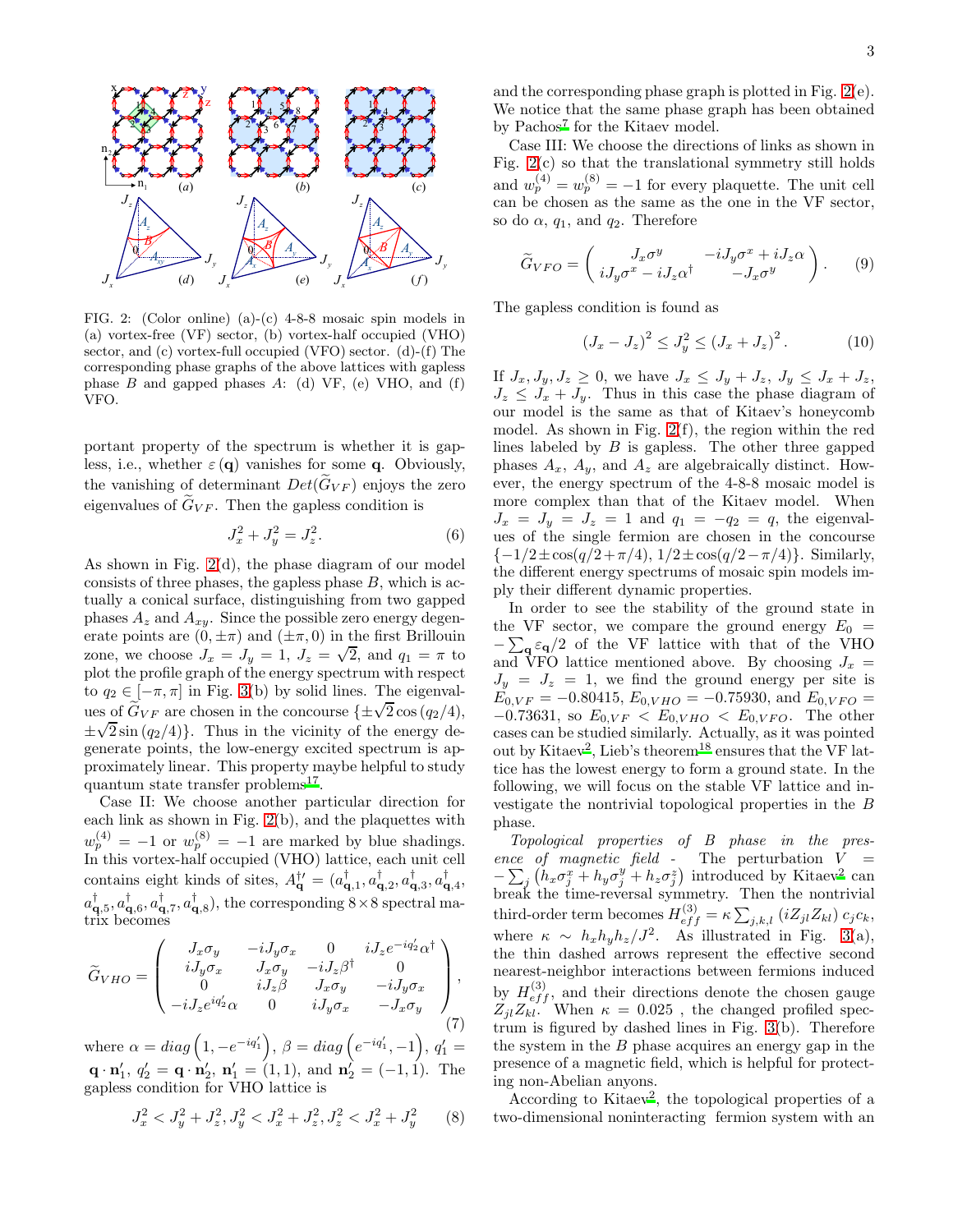FIG. 2: (Color online) (a)-(c) 4-8-8 mosaic spin models in (a) vortex-free (VF) sector, (b) vortex-half occupied (VHO) sector, and (c) vortex-full occupied (VFO) sector. (d)-(f) The corresponding phase graphs of the above lattices with gapless phase $B$ and gapped phases $A$: (d) VF, (e) VHO, and (f) VFO.

portant property of the spectrum is whether it is gapless, i.e., whether $\varepsilon(\mathbf{q})$ vanishes for some $\mathbf{q}$. Obviously, the vanishing of determinant $Det(\widetilde{G}_{VF})$ enjoys the zero eigenvalues of $\widetilde{G}_{VF}$. Then the gapless condition is

$$J_x^2 + J_y^2 = J_z^2. \quad (6)$$

As shown in Fig. 2(d), the phase diagram of our model consists of three phases, the gapless phase $B$, which is actually a conical surface, distinguishing from two gapped phases $A_z$ and $A_{xy}$. Since the possible zero energy degenerate points are $(0, \pm\pi)$ and $(\pm\pi, 0)$ in the first Brillouin zone, we choose $J_x = J_y = 1$, $J_z = \sqrt{2}$, and $q_1 = \pi$ to plot the profile graph of the energy spectrum with respect to $q_2 \in [-\pi, \pi]$ in Fig. 3(b) by solid lines. The eigenvalues of $\widetilde{G}_{VF}$ are chosen in the concourse $\{\pm\sqrt{2}\cos(q_2/4), \pm\sqrt{2}\sin(q_2/4)\}$. Thus in the vicinity of the energy degenerate points, the low-energy excited spectrum is approximately linear. This property maybe helpful to study quantum state transfer problems[17].

Case II: We choose another particular direction for each link as shown in Fig. 2(b), and the plaquettes with $w_p^{(4)} = -1$ or $w_p^{(8)} = -1$ are marked by blue shadings. In this vortex-half occupied (VHO) lattice, each unit cell contains eight kinds of sites, $A_{\mathbf{q}}^{\dagger\prime} = (a_{\mathbf{q},1}^\dagger, a_{\mathbf{q},2}^\dagger, a_{\mathbf{q},3}^\dagger, a_{\mathbf{q},4}^\dagger, a_{\mathbf{q},5}^\dagger, a_{\mathbf{q},6}^\dagger, a_{\mathbf{q},7}^\dagger, a_{\mathbf{q},8}^\dagger)$, the corresponding $8\times 8$ spectral matrix becomes

$$\widetilde{G}_{VHO} = \begin{pmatrix} J_x\sigma_y & -iJ_y\sigma_x & 0 & iJ_z e^{-iq_2'}\alpha^\dagger \\ iJ_y\sigma_x & J_x\sigma_y & -iJ_z\beta^\dagger & 0 \\ 0 & iJ_z\beta & J_x\sigma_y & -iJ_y\sigma_x \\ -iJ_z e^{iq_2'}\alpha & 0 & iJ_y\sigma_x & -J_x\sigma_y \end{pmatrix}, \quad (7)$$

where $\alpha = diag\left(1, -e^{-iq_1'}\right)$, $\beta = diag\left(e^{-iq_1'}, -1\right)$, $q_1' = \mathbf{q}\cdot\mathbf{n}_1'$, $q_2' = \mathbf{q}\cdot\mathbf{n}_2'$, $\mathbf{n}_1' = (1,1)$, and $\mathbf{n}_2' = (-1,1)$. The gapless condition for VHO lattice is

$$J_x^2 < J_y^2 + J_z^2, J_y^2 < J_x^2 + J_z^2, J_z^2 < J_x^2 + J_y^2 \quad (8)$$

and the corresponding phase graph is plotted in Fig. 2(e). We notice that the same phase graph has been obtained by Pachos[7] for the Kitaev model.

Case III: We choose the directions of links as shown in Fig. 2(c) so that the translational symmetry still holds and $w_p^{(4)} = w_p^{(8)} = -1$ for every plaquette. The unit cell can be chosen as the same as the one in the VF sector, so do $\alpha$, $q_1$, and $q_2$. Therefore

$$\widetilde{G}_{VFO} = \begin{pmatrix} J_x\sigma^y & -iJ_y\sigma^x + iJ_z\alpha \\ iJ_y\sigma^x - iJ_z\alpha^\dagger & -J_x\sigma^y \end{pmatrix}. \quad (9)$$

The gapless condition is found as

$$(J_x - J_z)^2 \le J_y^2 \le (J_x + J_z)^2. \quad (10)$$

If $J_x, J_y, J_z \ge 0$, we have $J_x \le J_y + J_z$, $J_y \le J_x + J_z$, $J_z \le J_x + J_y$. Thus in this case the phase diagram of our model is the same as that of Kitaev's honeycomb model. As shown in Fig. 2(f), the region within the red lines labeled by $B$ is gapless. The other three gapped phases $A_x$, $A_y$, and $A_z$ are algebraically distinct. However, the energy spectrum of the 4-8-8 mosaic model is more complex than that of the Kitaev model. When $J_x = J_y = J_z = 1$ and $q_1 = -q_2 = q$, the eigenvalues of the single fermion are chosen in the concourse $\{-1/2 \pm \cos(q/2 + \pi/4), 1/2 \pm \cos(q/2 - \pi/4)\}$. Similarly, the different energy spectrums of mosaic spin models imply their different dynamic properties.

In order to see the stability of the ground state in the VF sector, we compare the ground energy $E_0 = -\sum_{\mathbf{q}} \varepsilon_{\mathbf{q}}/2$ of the VF lattice with that of the VHO and VFO lattice mentioned above. By choosing $J_x = J_y = J_z = 1$, we find the ground energy per site is $E_{0,VF} = -0.80415$, $E_{0,VHO} = -0.75930$, and $E_{0,VFO} = -0.73631$, so $E_{0,VF} < E_{0,VHO} < E_{0,VFO}$. The other cases can be studied similarly. Actually, as it was pointed out by Kitaev[2], Lieb's theorem[18] ensures that the VF lattice has the lowest energy to form a ground state. In the following, we will focus on the stable VF lattice and investigate the nontrivial topological properties in the $B$ phase.

*Topological properties of B phase in the presence of magnetic field* - The perturbation $V = -\sum_j \left(h_x\sigma_j^x + h_y\sigma_j^y + h_z\sigma_j^z\right)$ introduced by Kitaev[2] can break the time-reversal symmetry. Then the nontrivial third-order term becomes $H_{eff}^{(3)} = \kappa\sum_{j,k,l}(iZ_{jl}Z_{kl})\, c_j c_k$, where $\kappa \sim h_x h_y h_z/J^2$. As illustrated in Fig. 3(a), the thin dashed arrows represent the effective second nearest-neighbor interactions between fermions induced by $H_{eff}^{(3)}$, and their directions denote the chosen gauge $Z_{jl}Z_{kl}$. When $\kappa = 0.025$, the changed profiled spectrum is figured by dashed lines in Fig. 3(b). Therefore the system in the $B$ phase acquires an energy gap in the presence of a magnetic field, which is helpful for protecting non-Abelian anyons.

According to Kitaev[2], the topological properties of a two-dimensional noninteracting fermion system with an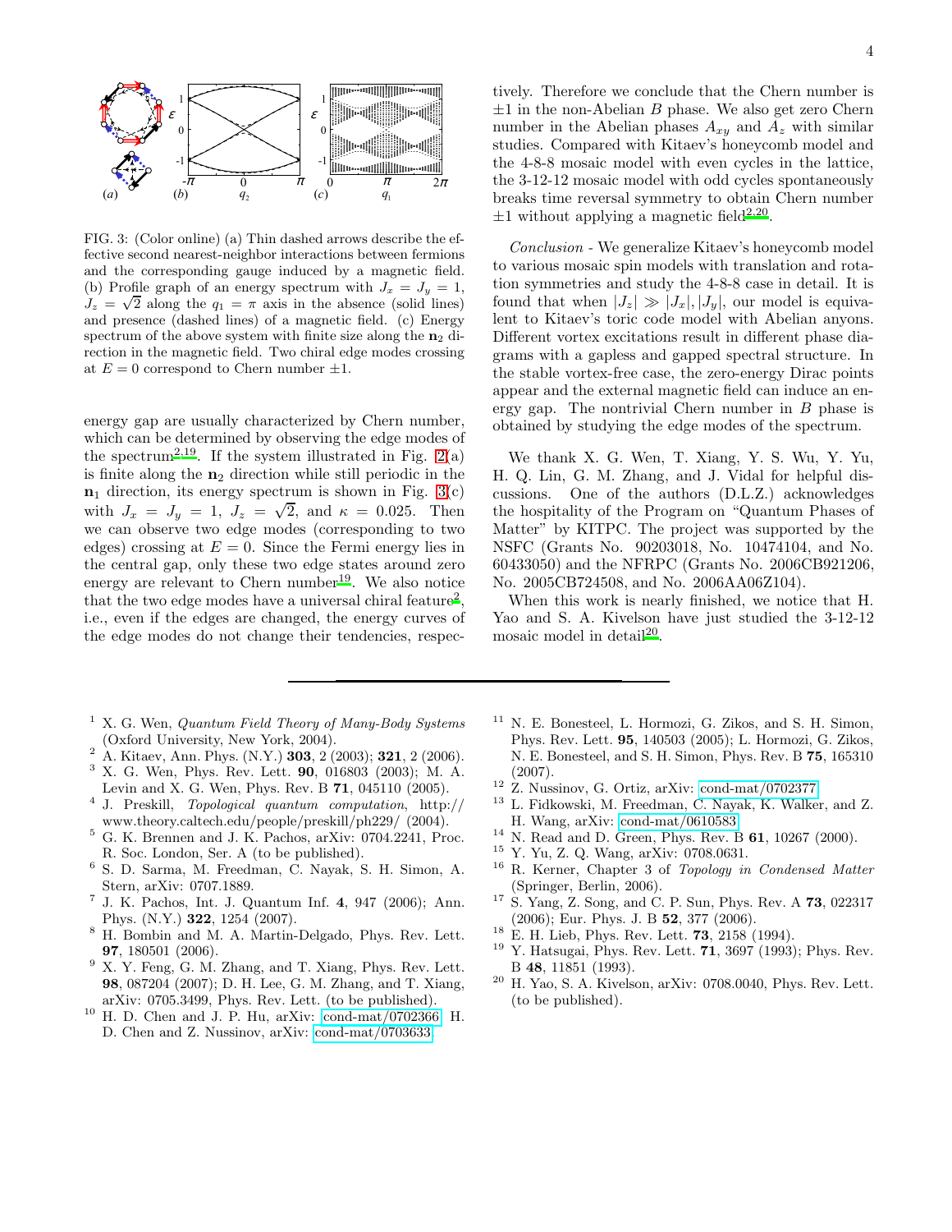(a) (b) (c)

ε

1

0

-1

-π 0 π

$q_2$

ε

1

0

-1

0 π 2π

$q_1$

FIG. 3: (Color online) (a) Thin dashed arrows describe the effective second nearest-neighbor interactions between fermions and the corresponding gauge induced by a magnetic field. (b) Profile graph of an energy spectrum with $J_x = J_y = 1$, $J_z = \sqrt{2}$ along the $q_1 = \pi$ axis in the absence (solid lines) and presence (dashed lines) of a magnetic field. (c) Energy spectrum of the above system with finite size along the $\mathbf{n}_2$ direction in the magnetic field. Two chiral edge modes crossing at $E = 0$ correspond to Chern number $\pm 1$.

energy gap are usually characterized by Chern number, which can be determined by observing the edge modes of the spectrum[2,19]. If the system illustrated in Fig. 2(a) is finite along the $\mathbf{n}_2$ direction while still periodic in the $\mathbf{n}_1$ direction, its energy spectrum is shown in Fig. 3(c) with $J_x = J_y = 1$, $J_z = \sqrt{2}$, and $\kappa = 0.025$. Then we can observe two edge modes (corresponding to two edges) crossing at $E = 0$. Since the Fermi energy lies in the central gap, only these two edge states around zero energy are relevant to Chern number[19]. We also notice that the two edge modes have a universal chiral feature[2], i.e., even if the edges are changed, the energy curves of the edge modes do not change their tendencies, respectively. Therefore we conclude that the Chern number is $\pm 1$ in the non-Abelian $B$ phase. We also get zero Chern number in the Abelian phases $A_{xy}$ and $A_z$ with similar studies. Compared with Kitaev's honeycomb model and the 4-8-8 mosaic model with even cycles in the lattice, the 3-12-12 mosaic model with odd cycles spontaneously breaks time reversal symmetry to obtain Chern number $\pm 1$ without applying a magnetic field[2,20].

*Conclusion* - We generalize Kitaev's honeycomb model to various mosaic spin models with translation and rotation symmetries and study the 4-8-8 case in detail. It is found that when $|J_z| \gg |J_x|, |J_y|$, our model is equivalent to Kitaev's toric code model with Abelian anyons. Different vortex excitations result in different phase diagrams with a gapless and gapped spectral structure. In the stable vortex-free case, the zero-energy Dirac points appear and the external magnetic field can induce an energy gap. The nontrivial Chern number in $B$ phase is obtained by studying the edge modes of the spectrum.

We thank X. G. Wen, T. Xiang, Y. S. Wu, Y. Yu, H. Q. Lin, G. M. Zhang, and J. Vidal for helpful discussions. One of the authors (D.L.Z.) acknowledges the hospitality of the Program on "Quantum Phases of Matter" by KITPC. The project was supported by the NSFC (Grants No. 90203018, No. 10474104, and No. 60433050) and the NFRPC (Grants No. 2006CB921206, No. 2005CB724508, and No. 2006AA06Z104).

When this work is nearly finished, we notice that H. Yao and S. A. Kivelson have just studied the 3-12-12 mosaic model in detail[20].

---

1. X. G. Wen, *Quantum Field Theory of Many-Body Systems* (Oxford University, New York, 2004).
2. A. Kitaev, Ann. Phys. (N.Y.) **303**, 2 (2003); **321**, 2 (2006).
3. X. G. Wen, Phys. Rev. Lett. **90**, 016803 (2003); M. A. Levin and X. G. Wen, Phys. Rev. B **71**, 045110 (2005).
4. J. Preskill, *Topological quantum computation*, http://www.theory.caltech.edu/people/preskill/ph229/ (2004).
5. G. K. Brennen and J. K. Pachos, arXiv: 0704.2241, Proc. R. Soc. London, Ser. A (to be published).
6. S. D. Sarma, M. Freedman, C. Nayak, S. H. Simon, A. Stern, arXiv: 0707.1889.
7. J. K. Pachos, Int. J. Quantum Inf. **4**, 947 (2006); Ann. Phys. (N.Y.) **322**, 1254 (2007).
8. H. Bombin and M. A. Martin-Delgado, Phys. Rev. Lett. **97**, 180501 (2006).
9. X. Y. Feng, G. M. Zhang, and T. Xiang, Phys. Rev. Lett. **98**, 087204 (2007); D. H. Lee, G. M. Zhang, and T. Xiang, arXiv: 0705.3499, Phys. Rev. Lett. (to be published).
10. H. D. Chen and J. P. Hu, arXiv: cond-mat/0702366; H. D. Chen and Z. Nussinov, arXiv: cond-mat/0703633.
11. N. E. Bonesteel, L. Hormozi, G. Zikos, and S. H. Simon, Phys. Rev. Lett. **95**, 140503 (2005); L. Hormozi, G. Zikos, N. E. Bonesteel, and S. H. Simon, Phys. Rev. B **75**, 165310 (2007).
12. Z. Nussinov, G. Ortiz, arXiv: cond-mat/0702377.
13. L. Fidkowski, M. Freedman, C. Nayak, K. Walker, and Z. H. Wang, arXiv: cond-mat/0610583.
14. N. Read and D. Green, Phys. Rev. B **61**, 10267 (2000).
15. Y. Yu, Z. Q. Wang, arXiv: 0708.0631.
16. R. Kerner, Chapter 3 of *Topology in Condensed Matter* (Springer, Berlin, 2006).
17. S. Yang, Z. Song, and C. P. Sun, Phys. Rev. A **73**, 022317 (2006); Eur. Phys. J. B **52**, 377 (2006).
18. E. H. Lieb, Phys. Rev. Lett. **73**, 2158 (1994).
19. Y. Hatsugai, Phys. Rev. Lett. **71**, 3697 (1993); Phys. Rev. B **48**, 11851 (1993).
20. H. Yao, S. A. Kivelson, arXiv: 0708.0040, Phys. Rev. Lett. (to be published).